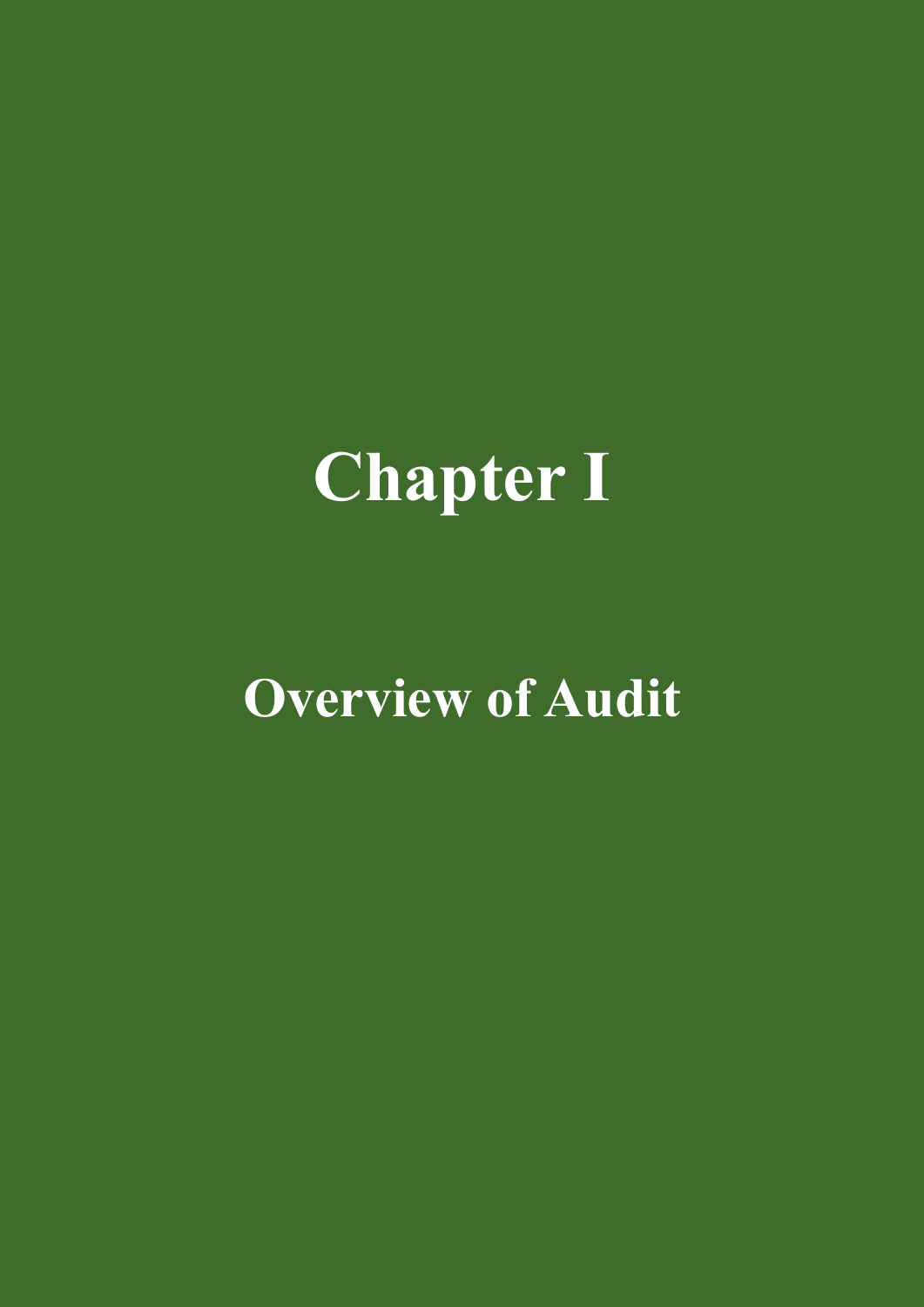# Chapter I

## Overview of Audit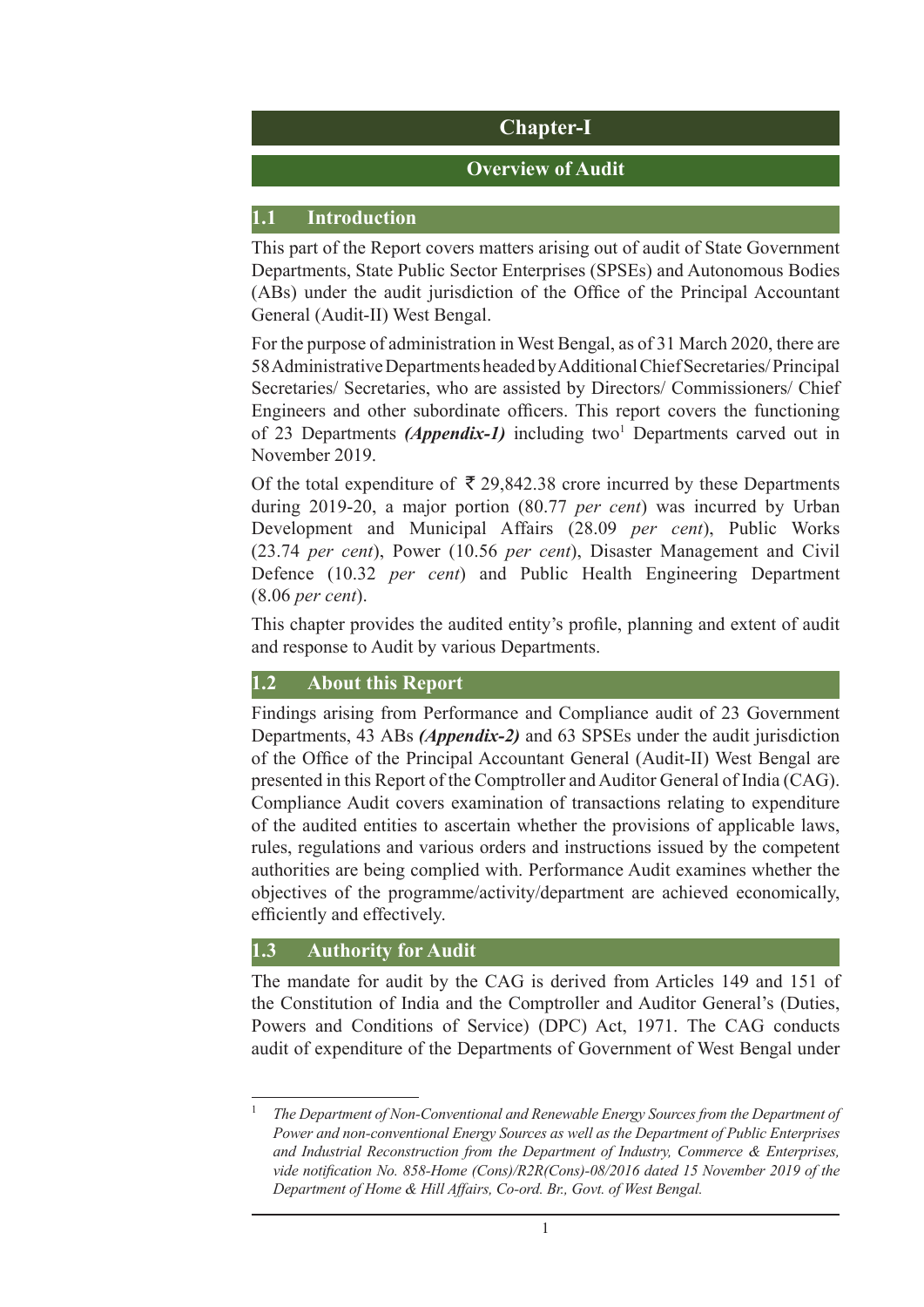# Chapter-I

## Overview of Audit

### 1.1 Introduction

This part of the Report covers matters arising out of audit of State Government Departments, State Public Sector Enterprises (SPSEs) and Autonomous Bodies (ABs) under the audit jurisdiction of the Office of the Principal Accountant General (Audit-II) West Bengal.

For the purpose of administration in West Bengal, as of 31 March 2020, there are 58 Administrative Departments headed by Additional Chief Secretaries/ Principal Secretaries/ Secretaries, who are assisted by Directors/ Commissioners/ Chief Engineers and other subordinate officers. This report covers the functioning of 23 Departments ***(Appendix-1)*** including two[1] Departments carved out in November 2019.

Of the total expenditure of ₹ 29,842.38 crore incurred by these Departments during 2019-20, a major portion (80.77 *per cent*) was incurred by Urban Development and Municipal Affairs (28.09 *per cent*), Public Works (23.74 *per cent*), Power (10.56 *per cent*), Disaster Management and Civil Defence (10.32 *per cent*) and Public Health Engineering Department (8.06 *per cent*).

This chapter provides the audited entity's profile, planning and extent of audit and response to Audit by various Departments.

### 1.2 About this Report

Findings arising from Performance and Compliance audit of 23 Government Departments, 43 ABs ***(Appendix-2)*** and 63 SPSEs under the audit jurisdiction of the Office of the Principal Accountant General (Audit-II) West Bengal are presented in this Report of the Comptroller and Auditor General of India (CAG). Compliance Audit covers examination of transactions relating to expenditure of the audited entities to ascertain whether the provisions of applicable laws, rules, regulations and various orders and instructions issued by the competent authorities are being complied with. Performance Audit examines whether the objectives of the programme/activity/department are achieved economically, efficiently and effectively.

### 1.3 Authority for Audit

The mandate for audit by the CAG is derived from Articles 149 and 151 of the Constitution of India and the Comptroller and Auditor General's (Duties, Powers and Conditions of Service) (DPC) Act, 1971. The CAG conducts audit of expenditure of the Departments of Government of West Bengal under

---

[1] *The Department of Non-Conventional and Renewable Energy Sources from the Department of Power and non-conventional Energy Sources as well as the Department of Public Enterprises and Industrial Reconstruction from the Department of Industry, Commerce & Enterprises, vide notification No. 858-Home (Cons)/R2R(Cons)-08/2016 dated 15 November 2019 of the Department of Home & Hill Affairs, Co-ord. Br., Govt. of West Bengal.*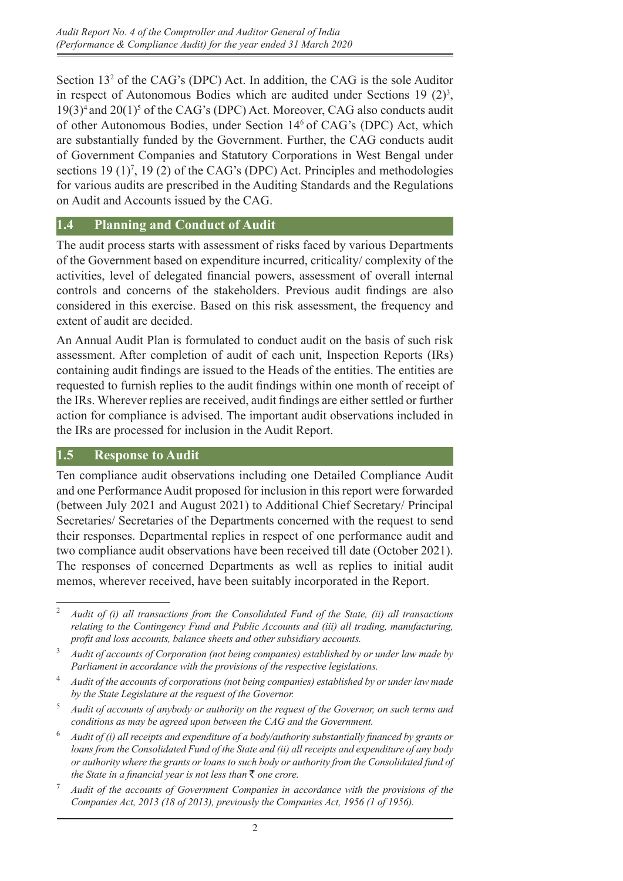Section 13[2] of the CAG's (DPC) Act. In addition, the CAG is the sole Auditor in respect of Autonomous Bodies which are audited under Sections 19 (2)[3], 19(3)[4] and 20(1)[5] of the CAG's (DPC) Act. Moreover, CAG also conducts audit of other Autonomous Bodies, under Section 14[6] of CAG's (DPC) Act, which are substantially funded by the Government. Further, the CAG conducts audit of Government Companies and Statutory Corporations in West Bengal under sections 19 (1)[7], 19 (2) of the CAG's (DPC) Act. Principles and methodologies for various audits are prescribed in the Auditing Standards and the Regulations on Audit and Accounts issued by the CAG.

## 1.4 Planning and Conduct of Audit

The audit process starts with assessment of risks faced by various Departments of the Government based on expenditure incurred, criticality/ complexity of the activities, level of delegated financial powers, assessment of overall internal controls and concerns of the stakeholders. Previous audit findings are also considered in this exercise. Based on this risk assessment, the frequency and extent of audit are decided.

An Annual Audit Plan is formulated to conduct audit on the basis of such risk assessment. After completion of audit of each unit, Inspection Reports (IRs) containing audit findings are issued to the Heads of the entities. The entities are requested to furnish replies to the audit findings within one month of receipt of the IRs. Wherever replies are received, audit findings are either settled or further action for compliance is advised. The important audit observations included in the IRs are processed for inclusion in the Audit Report.

## 1.5 Response to Audit

Ten compliance audit observations including one Detailed Compliance Audit and one Performance Audit proposed for inclusion in this report were forwarded (between July 2021 and August 2021) to Additional Chief Secretary/ Principal Secretaries/ Secretaries of the Departments concerned with the request to send their responses. Departmental replies in respect of one performance audit and two compliance audit observations have been received till date (October 2021). The responses of concerned Departments as well as replies to initial audit memos, wherever received, have been suitably incorporated in the Report.

---

[2] *Audit of (i) all transactions from the Consolidated Fund of the State, (ii) all transactions relating to the Contingency Fund and Public Accounts and (iii) all trading, manufacturing, profit and loss accounts, balance sheets and other subsidiary accounts.*

[3] *Audit of accounts of Corporation (not being companies) established by or under law made by Parliament in accordance with the provisions of the respective legislations.*

[4] *Audit of the accounts of corporations (not being companies) established by or under law made by the State Legislature at the request of the Governor.*

[5] *Audit of accounts of anybody or authority on the request of the Governor, on such terms and conditions as may be agreed upon between the CAG and the Government.*

[6] *Audit of (i) all receipts and expenditure of a body/authority substantially financed by grants or loans from the Consolidated Fund of the State and (ii) all receipts and expenditure of any body or authority where the grants or loans to such body or authority from the Consolidated fund of the State in a financial year is not less than ₹ one crore.*

[7] *Audit of the accounts of Government Companies in accordance with the provisions of the Companies Act, 2013 (18 of 2013), previously the Companies Act, 1956 (1 of 1956).*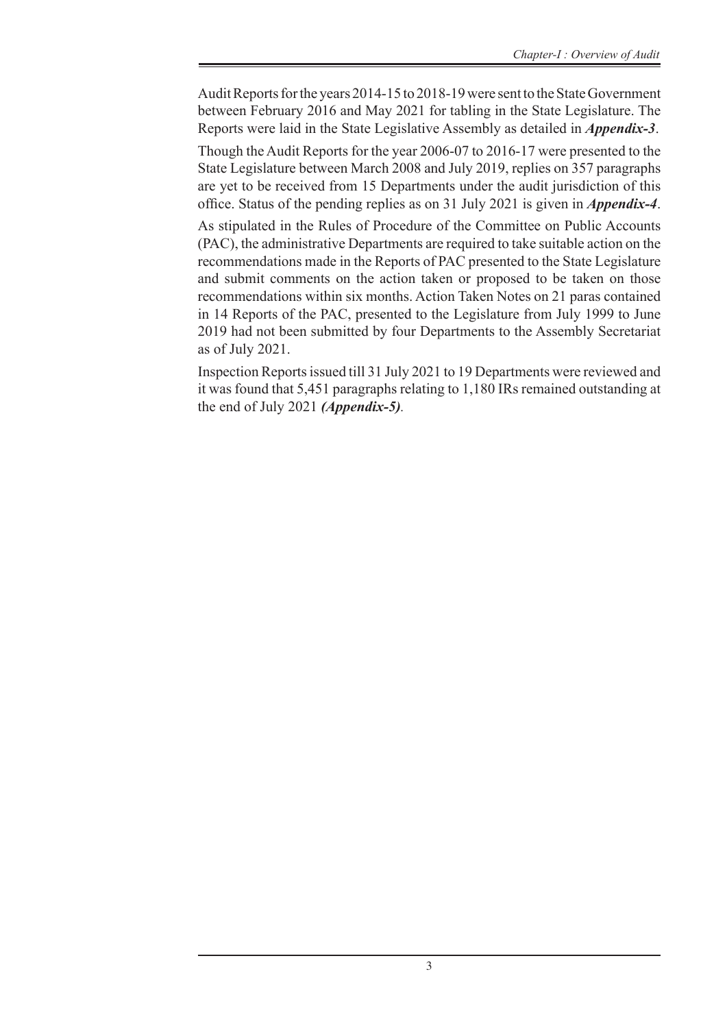Audit Reports for the years 2014-15 to 2018-19 were sent to the State Government between February 2016 and May 2021 for tabling in the State Legislature. The Reports were laid in the State Legislative Assembly as detailed in ***Appendix-3***.

Though the Audit Reports for the year 2006-07 to 2016-17 were presented to the State Legislature between March 2008 and July 2019, replies on 357 paragraphs are yet to be received from 15 Departments under the audit jurisdiction of this office. Status of the pending replies as on 31 July 2021 is given in ***Appendix-4***.

As stipulated in the Rules of Procedure of the Committee on Public Accounts (PAC), the administrative Departments are required to take suitable action on the recommendations made in the Reports of PAC presented to the State Legislature and submit comments on the action taken or proposed to be taken on those recommendations within six months. Action Taken Notes on 21 paras contained in 14 Reports of the PAC, presented to the Legislature from July 1999 to June 2019 had not been submitted by four Departments to the Assembly Secretariat as of July 2021.

Inspection Reports issued till 31 July 2021 to 19 Departments were reviewed and it was found that 5,451 paragraphs relating to 1,180 IRs remained outstanding at the end of July 2021 ***(Appendix-5)***.